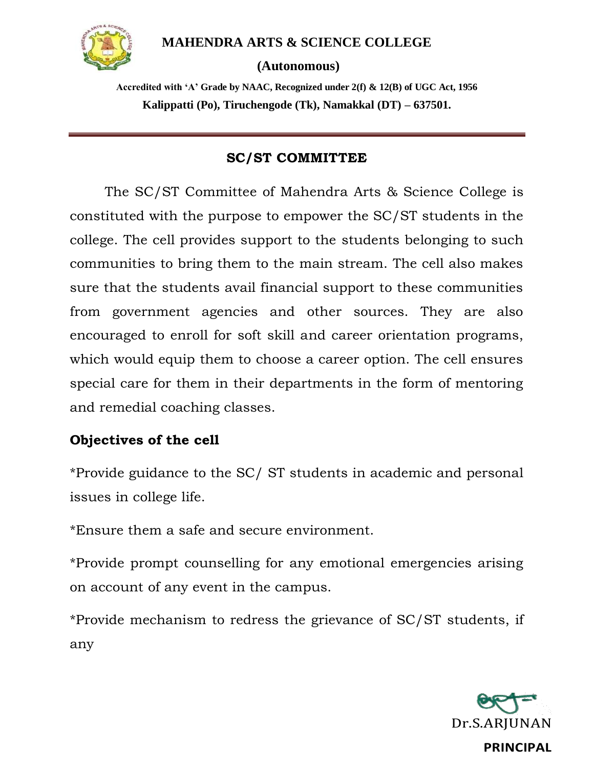# MAHENDRA ARTS & SCIENCE COLLEGE

**(Autonomous)**

**Accredited with 'A' Grade by NAAC, Recognized under 2(f) & 12(B) of UGC Act, 1956**

**Kalippatti (Po), Tiruchengode (Tk), Namakkal (DT) – 637501.**

---

## SC/ST COMMITTEE

The SC/ST Committee of Mahendra Arts & Science College is constituted with the purpose to empower the SC/ST students in the college. The cell provides support to the students belonging to such communities to bring them to the main stream. The cell also makes sure that the students avail financial support to these communities from government agencies and other sources. They are also encouraged to enroll for soft skill and career orientation programs, which would equip them to choose a career option. The cell ensures special care for them in their departments in the form of mentoring and remedial coaching classes.

### Objectives of the cell

*Provide guidance to the SC/ ST students in academic and personal issues in college life.

*Ensure them a safe and secure environment.

*Provide prompt counselling for any emotional emergencies arising on account of any event in the campus.

*Provide mechanism to redress the grievance of SC/ST students, if any

Dr.S.ARJUNAN

**PRINCIPAL**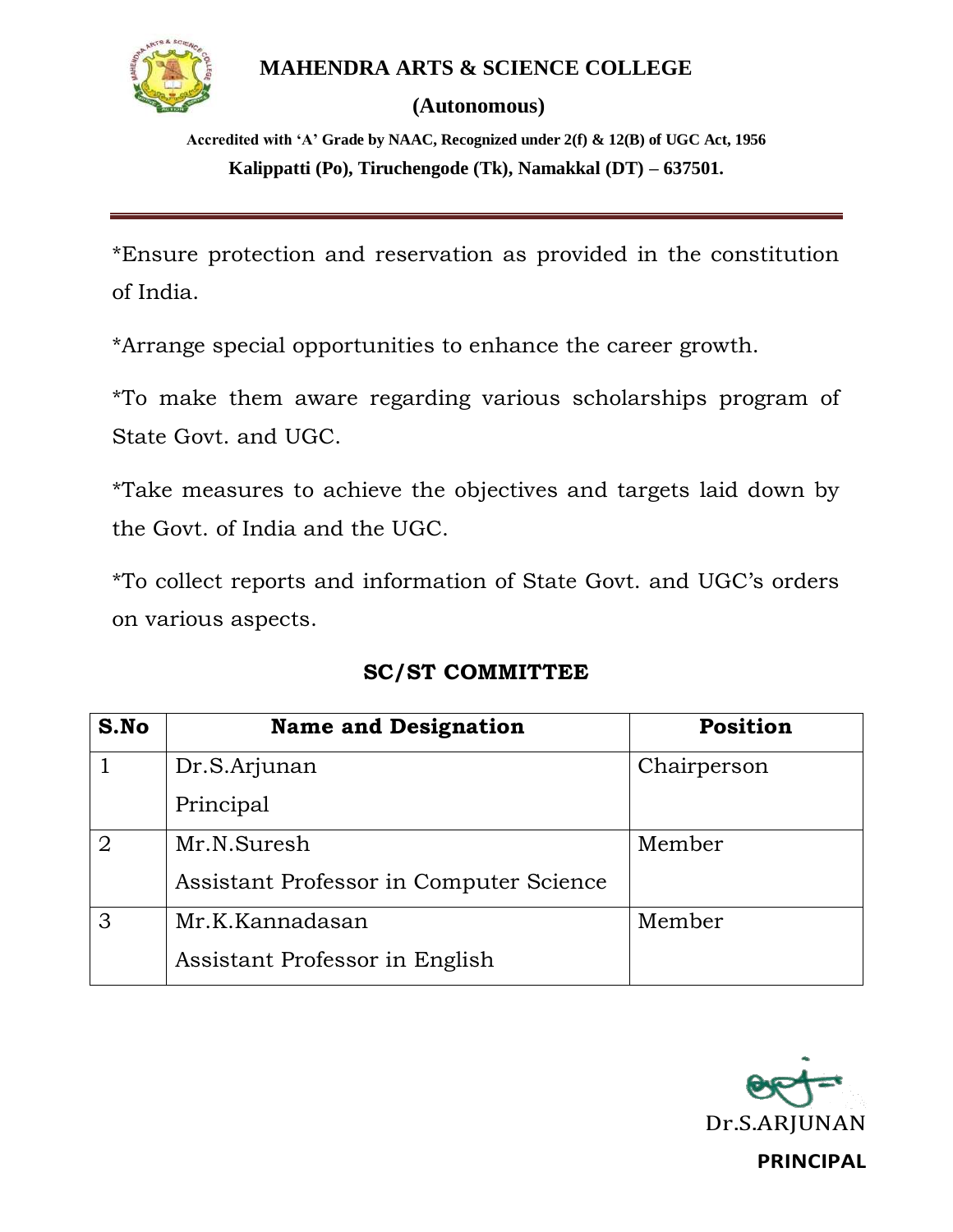**MAHENDRA ARTS & SCIENCE COLLEGE**

**(Autonomous)**

**Accredited with 'A' Grade by NAAC, Recognized under 2(f) & 12(B) of UGC Act, 1956**

**Kalippatti (Po), Tiruchengode (Tk), Namakkal (DT) – 637501.**

*Ensure protection and reservation as provided in the constitution of India.

*Arrange special opportunities to enhance the career growth.

*To make them aware regarding various scholarships program of State Govt. and UGC.

*Take measures to achieve the objectives and targets laid down by the Govt. of India and the UGC.

*To collect reports and information of State Govt. and UGC's orders on various aspects.

## SC/ST COMMITTEE

| S.No | Name and Designation | Position |
|---|---|---|
| 1 | Dr.S.Arjunan<br>Principal | Chairperson |
| 2 | Mr.N.Suresh<br>Assistant Professor in Computer Science | Member |
| 3 | Mr.K.Kannadasan<br>Assistant Professor in English | Member |

Dr.S.ARJUNAN

**PRINCIPAL**